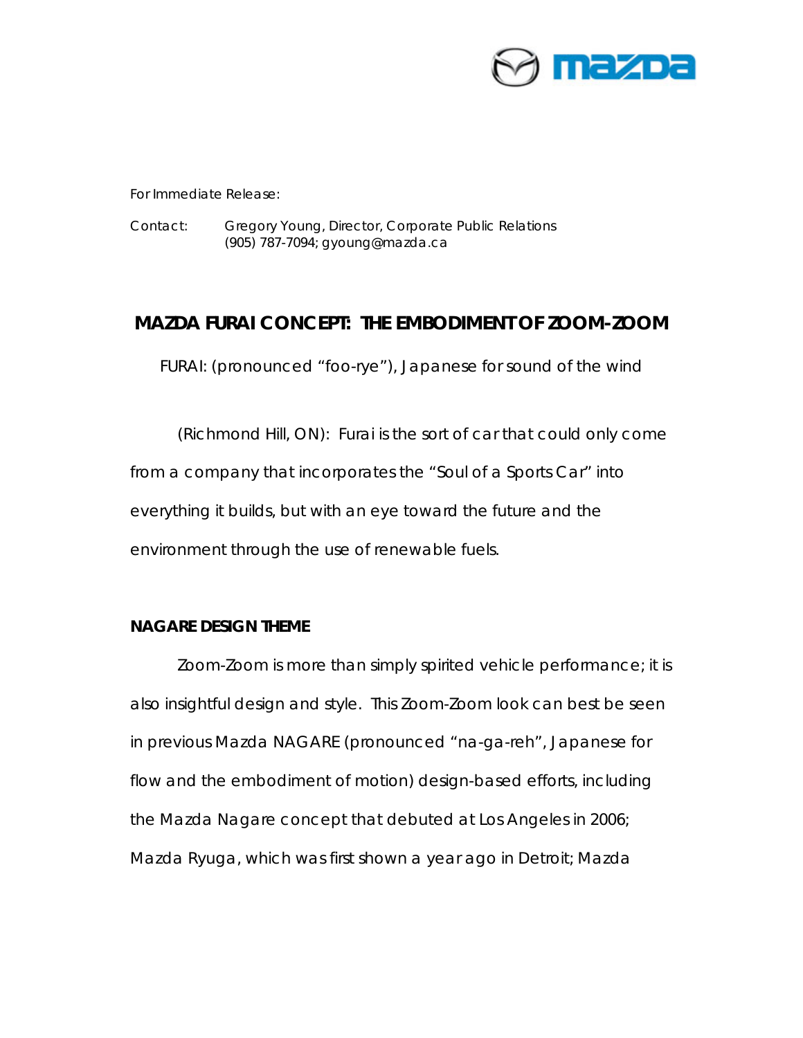For Immediate Release:

Contact: Gregory Young, Director, Corporate Public Relations
(905) 787-7094; gyoung@mazda.ca

# MAZDA FURAI CONCEPT: THE EMBODIMENT OF ZOOM-ZOOM

FURAI: (pronounced "foo-rye"), Japanese for sound of the wind

(Richmond Hill, ON): Furai is the sort of car that could only come from a company that incorporates the "Soul of a Sports Car" into everything it builds, but with an eye toward the future and the environment through the use of renewable fuels.

## NAGARE DESIGN THEME

Zoom-Zoom is more than simply spirited vehicle performance; it is also insightful design and style. This Zoom-Zoom look can best be seen in previous Mazda NAGARE (pronounced "na-ga-reh", Japanese for flow and the embodiment of motion) design-based efforts, including the Mazda Nagare concept that debuted at Los Angeles in 2006; Mazda Ryuga, which was first shown a year ago in Detroit; Mazda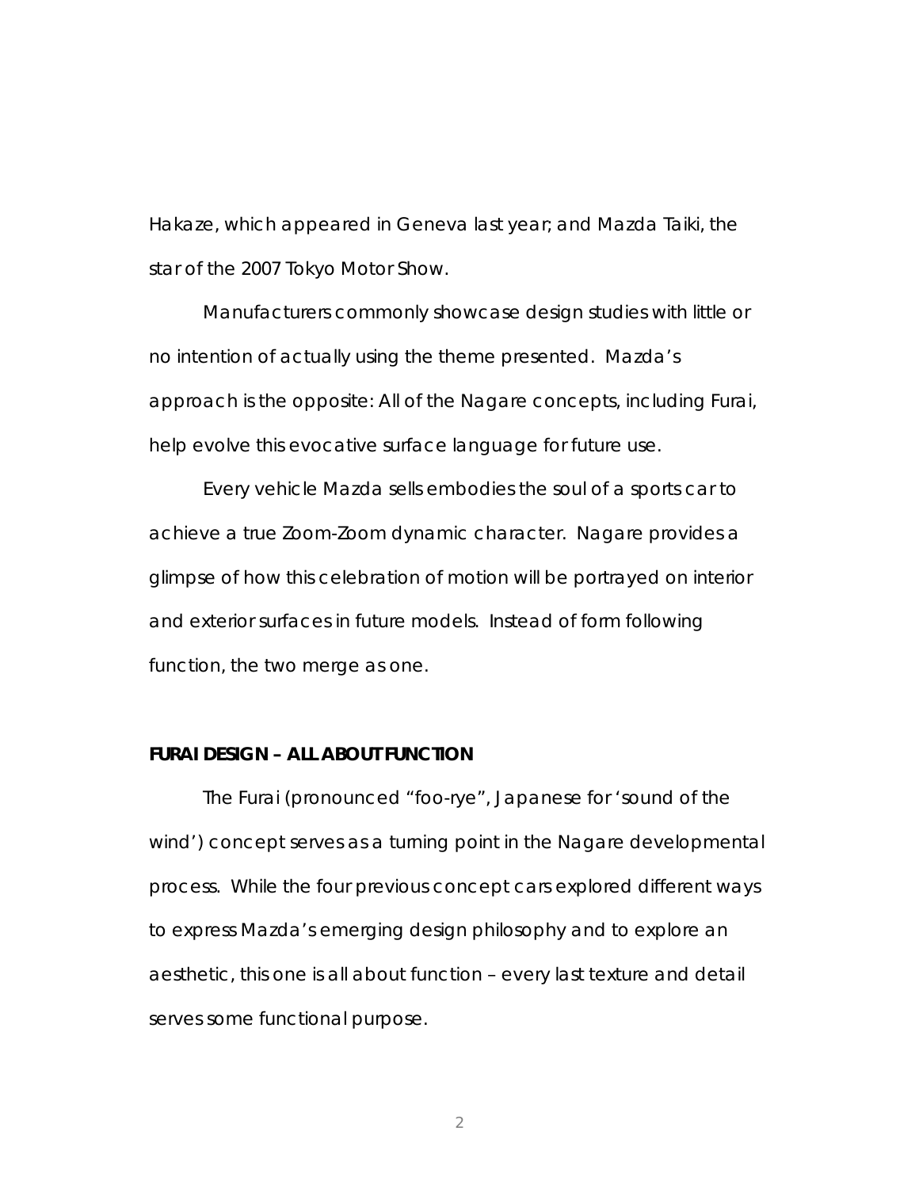Hakaze, which appeared in Geneva last year; and Mazda Taiki, the star of the 2007 Tokyo Motor Show.

Manufacturers commonly showcase design studies with little or no intention of actually using the theme presented. Mazda's approach is the opposite: All of the Nagare concepts, including Furai, help evolve this evocative surface language for future use.

Every vehicle Mazda sells embodies the soul of a sports car to achieve a true Zoom-Zoom dynamic character. Nagare provides a glimpse of how this celebration of motion will be portrayed on interior and exterior surfaces in future models. Instead of form following function, the two merge as one.

**FURAI DESIGN – ALL ABOUT FUNCTION**

The Furai (pronounced "foo-rye", Japanese for 'sound of the wind') concept serves as a turning point in the Nagare developmental process. While the four previous concept cars explored different ways to express Mazda's emerging design philosophy and to explore an aesthetic, this one is all about function – every last texture and detail serves some functional purpose.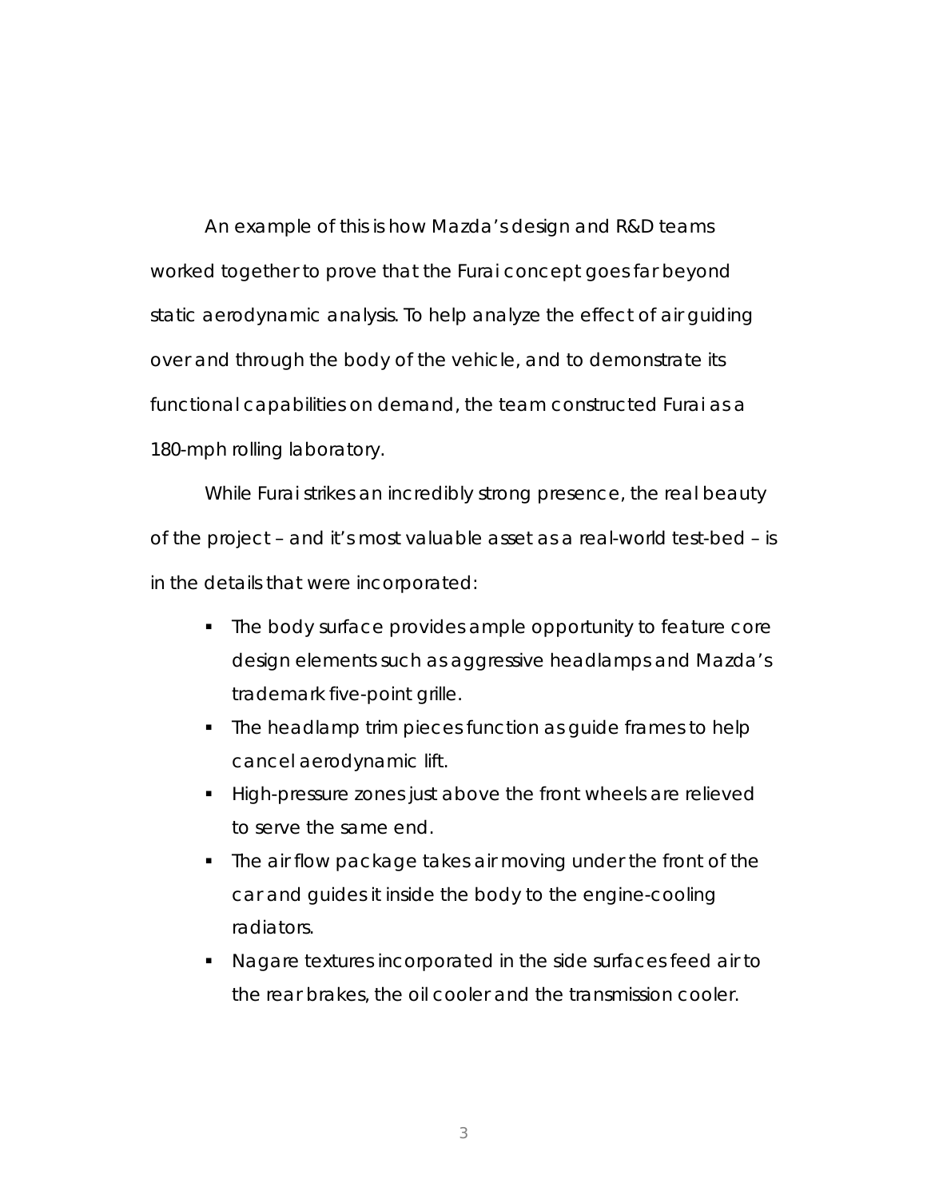An example of this is how Mazda's design and R&D teams worked together to prove that the Furai concept goes far beyond static aerodynamic analysis. To help analyze the effect of air guiding over and through the body of the vehicle, and to demonstrate its functional capabilities on demand, the team constructed Furai as a 180-mph rolling laboratory.

While Furai strikes an incredibly strong presence, the real beauty of the project – and it's most valuable asset as a real-world test-bed – is in the details that were incorporated:

- The body surface provides ample opportunity to feature core design elements such as aggressive headlamps and Mazda's trademark five-point grille.
- The headlamp trim pieces function as guide frames to help cancel aerodynamic lift.
- High-pressure zones just above the front wheels are relieved to serve the same end.
- The air flow package takes air moving under the front of the car and guides it inside the body to the engine-cooling radiators.
- Nagare textures incorporated in the side surfaces feed air to the rear brakes, the oil cooler and the transmission cooler.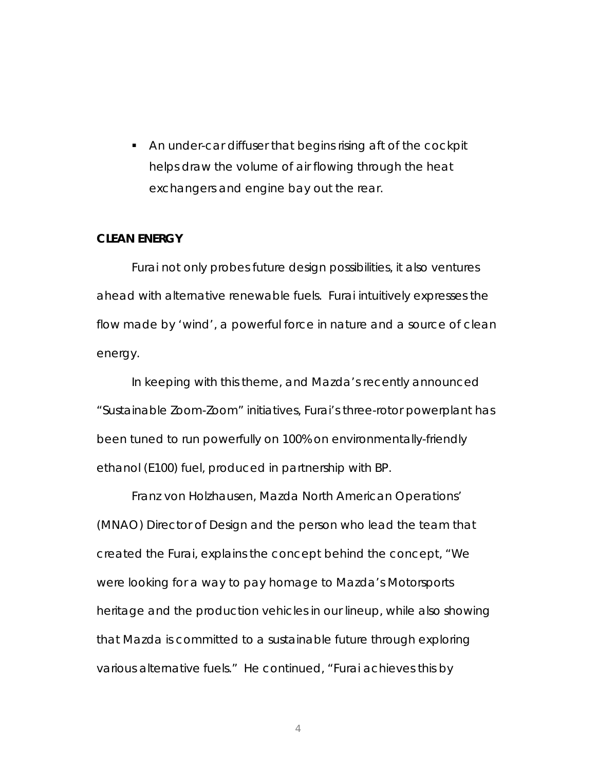- An under-car diffuser that begins rising aft of the cockpit helps draw the volume of air flowing through the heat exchangers and engine bay out the rear.

**CLEAN ENERGY**

Furai not only probes future design possibilities, it also ventures ahead with alternative renewable fuels. Furai intuitively expresses the flow made by 'wind', a powerful force in nature and a source of clean energy.

In keeping with this theme, and Mazda's recently announced "Sustainable Zoom-Zoom" initiatives, Furai's three-rotor powerplant has been tuned to run powerfully on 100% on environmentally-friendly ethanol (E100) fuel, produced in partnership with BP.

Franz von Holzhausen, Mazda North American Operations' (MNAO) Director of Design and the person who lead the team that created the Furai, explains the concept behind the concept, "We were looking for a way to pay homage to Mazda's Motorsports heritage and the production vehicles in our lineup, while also showing that Mazda is committed to a sustainable future through exploring various alternative fuels." He continued, "Furai achieves this by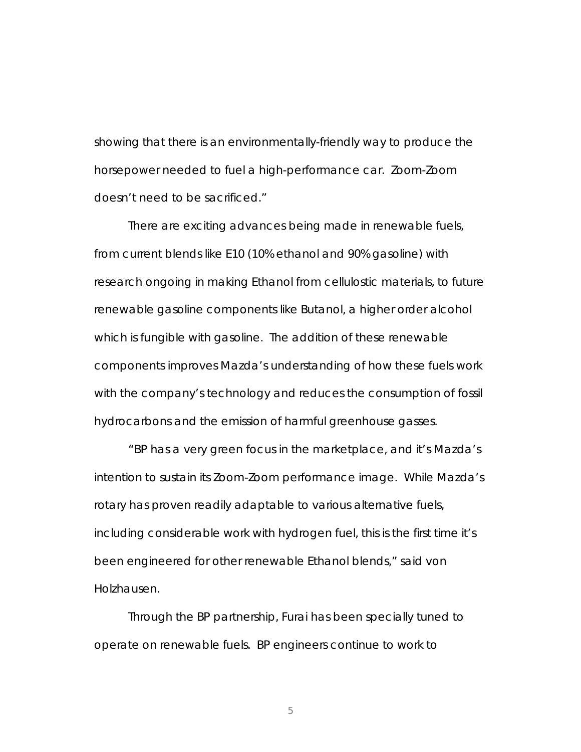showing that there is an environmentally-friendly way to produce the horsepower needed to fuel a high-performance car. Zoom-Zoom doesn't need to be sacrificed."

There are exciting advances being made in renewable fuels, from current blends like E10 (10% ethanol and 90% gasoline) with research ongoing in making Ethanol from cellulostic materials, to future renewable gasoline components like Butanol, a higher order alcohol which is fungible with gasoline. The addition of these renewable components improves Mazda's understanding of how these fuels work with the company's technology and reduces the consumption of fossil hydrocarbons and the emission of harmful greenhouse gasses.

"BP has a very green focus in the marketplace, and it's Mazda's intention to sustain its Zoom-Zoom performance image. While Mazda's rotary has proven readily adaptable to various alternative fuels, including considerable work with hydrogen fuel, this is the first time it's been engineered for other renewable Ethanol blends," said von Holzhausen.

Through the BP partnership, Furai has been specially tuned to operate on renewable fuels. BP engineers continue to work to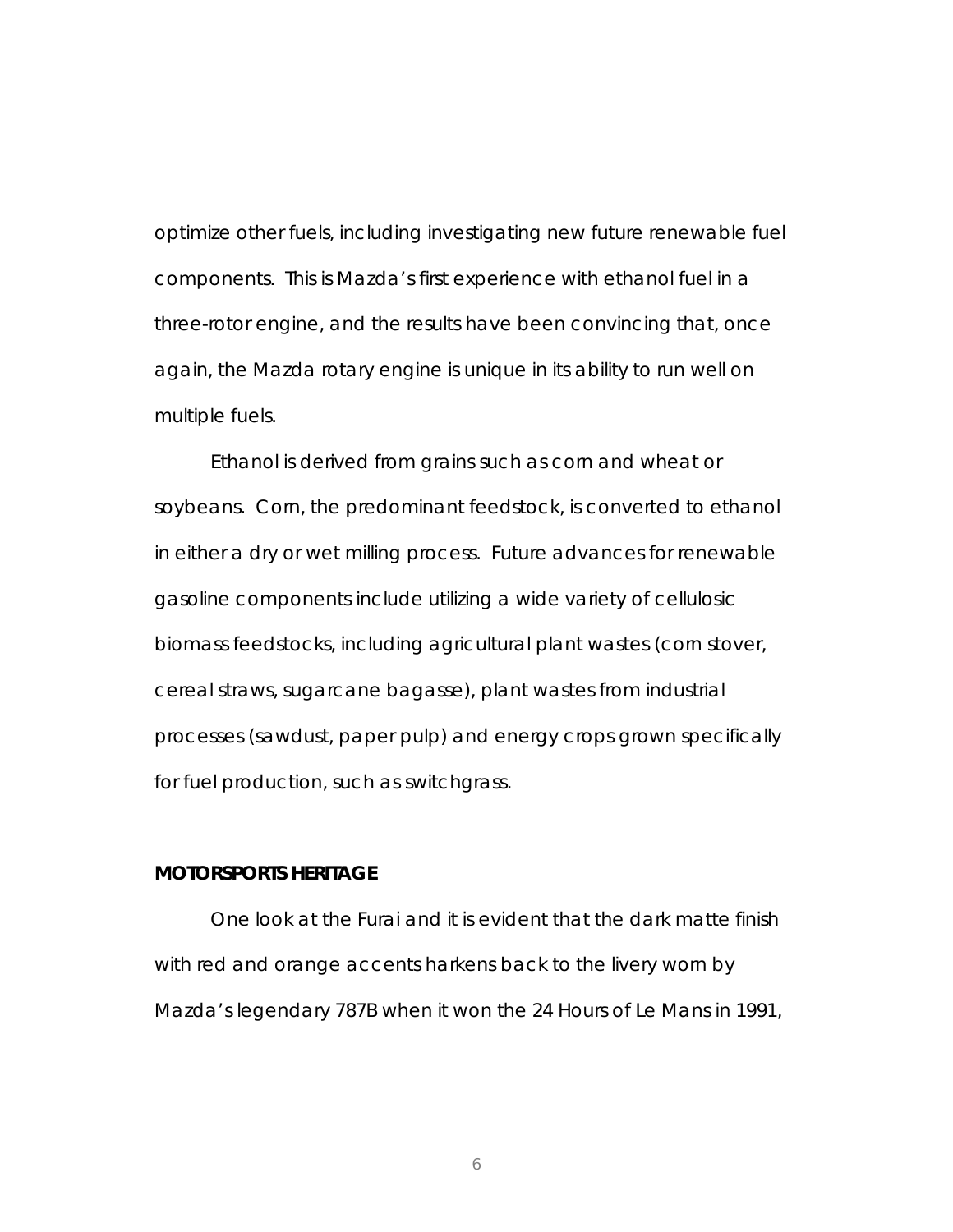optimize other fuels, including investigating new future renewable fuel components. This is Mazda's first experience with ethanol fuel in a three-rotor engine, and the results have been convincing that, once again, the Mazda rotary engine is unique in its ability to run well on multiple fuels.

Ethanol is derived from grains such as corn and wheat or soybeans. Corn, the predominant feedstock, is converted to ethanol in either a dry or wet milling process. Future advances for renewable gasoline components include utilizing a wide variety of cellulosic biomass feedstocks, including agricultural plant wastes (corn stover, cereal straws, sugarcane bagasse), plant wastes from industrial processes (sawdust, paper pulp) and energy crops grown specifically for fuel production, such as switchgrass.

**MOTORSPORTS HERITAGE**

One look at the Furai and it is evident that the dark matte finish with red and orange accents harkens back to the livery worn by Mazda's legendary 787B when it won the 24 Hours of Le Mans in 1991,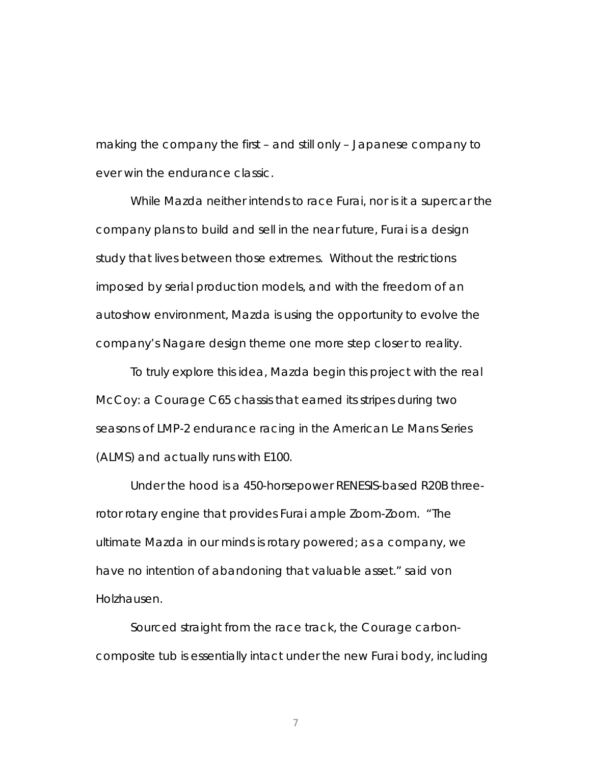making the company the first – and still only – Japanese company to ever win the endurance classic.

While Mazda neither intends to race Furai, nor is it a supercar the company plans to build and sell in the near future, Furai is a design study that lives between those extremes. Without the restrictions imposed by serial production models, and with the freedom of an autoshow environment, Mazda is using the opportunity to evolve the company's Nagare design theme one more step closer to reality.

To truly explore this idea, Mazda begin this project with the real McCoy: a Courage C65 chassis that earned its stripes during two seasons of LMP-2 endurance racing in the American Le Mans Series (ALMS) and actually runs with E100.

Under the hood is a 450-horsepower RENESIS-based R20B three-rotor rotary engine that provides Furai ample Zoom-Zoom. "The ultimate Mazda in our minds is rotary powered; as a company, we have no intention of abandoning that valuable asset." said von Holzhausen.

Sourced straight from the race track, the Courage carbon-composite tub is essentially intact under the new Furai body, including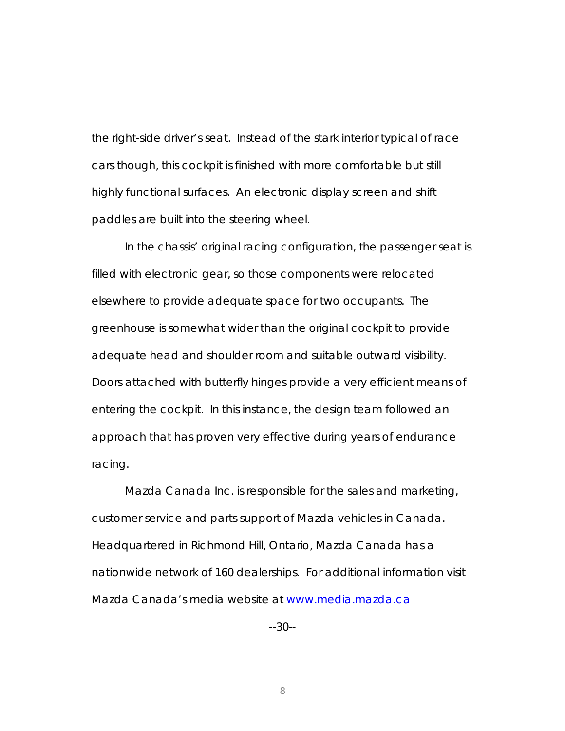the right-side driver's seat. Instead of the stark interior typical of race cars though, this cockpit is finished with more comfortable but still highly functional surfaces. An electronic display screen and shift paddles are built into the steering wheel.

In the chassis' original racing configuration, the passenger seat is filled with electronic gear, so those components were relocated elsewhere to provide adequate space for two occupants. The greenhouse is somewhat wider than the original cockpit to provide adequate head and shoulder room and suitable outward visibility. Doors attached with butterfly hinges provide a very efficient means of entering the cockpit. In this instance, the design team followed an approach that has proven very effective during years of endurance racing.

Mazda Canada Inc. is responsible for the sales and marketing, customer service and parts support of Mazda vehicles in Canada. Headquartered in Richmond Hill, Ontario, Mazda Canada has a nationwide network of 160 dealerships. For additional information visit Mazda Canada's media website at www.media.mazda.ca

--30--